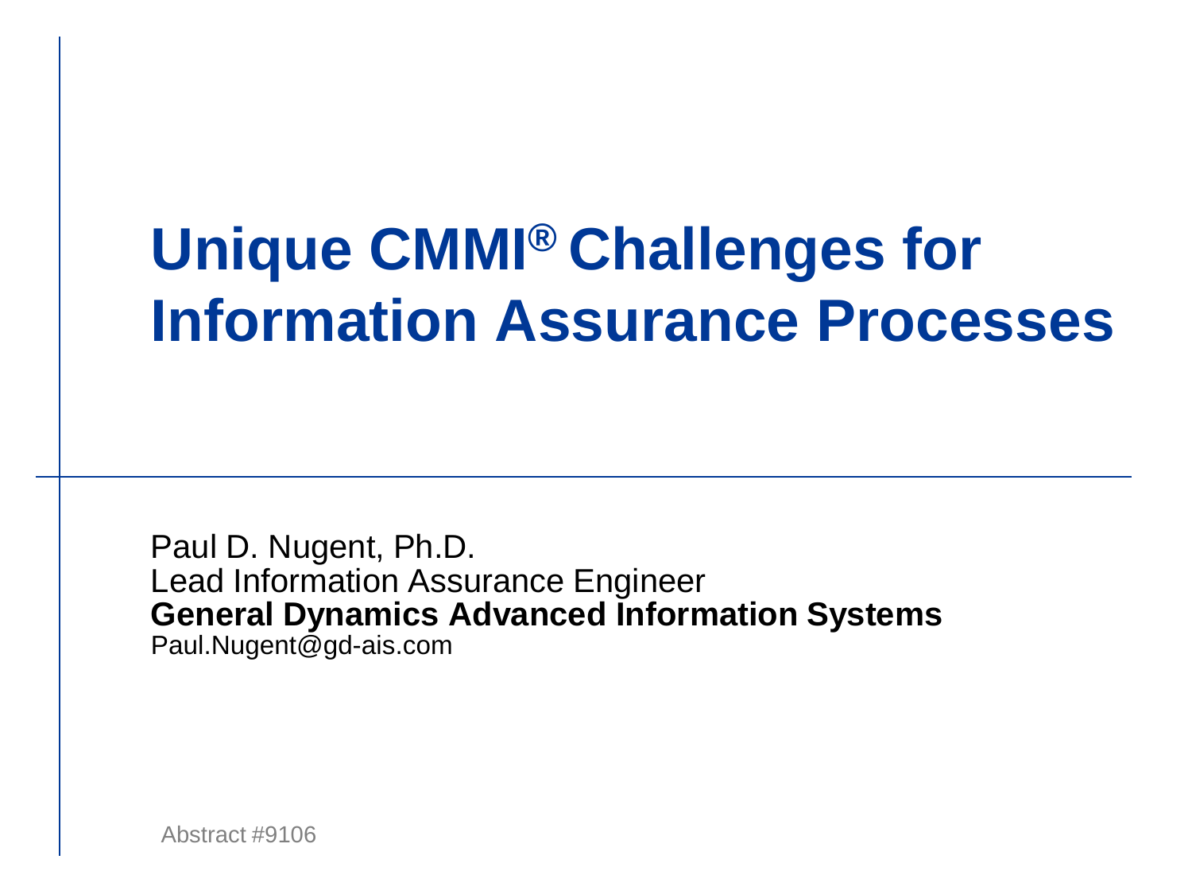# Unique CMMI® Challenges for Information Assurance Processes

Paul D. Nugent, Ph.D.
Lead Information Assurance Engineer
**General Dynamics Advanced Information Systems**
Paul.Nugent@gd-ais.com

Abstract #9106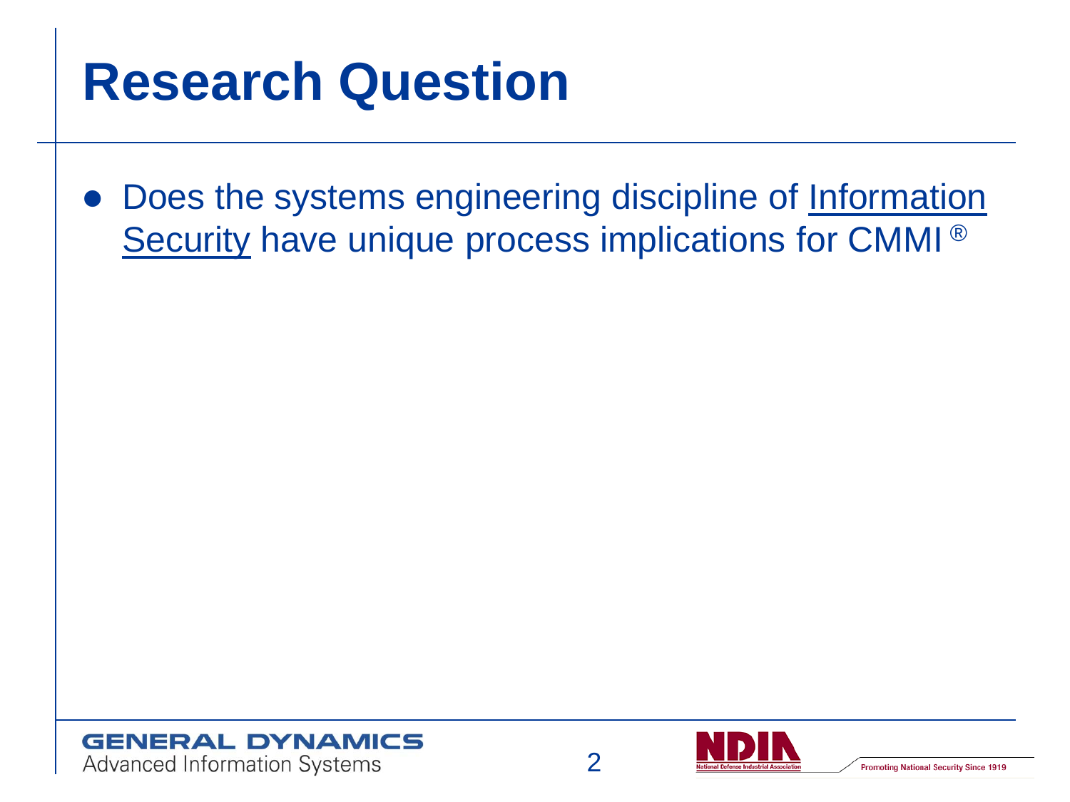# Research Question

- Does the systems engineering discipline of Information Security have unique process implications for CMMI ®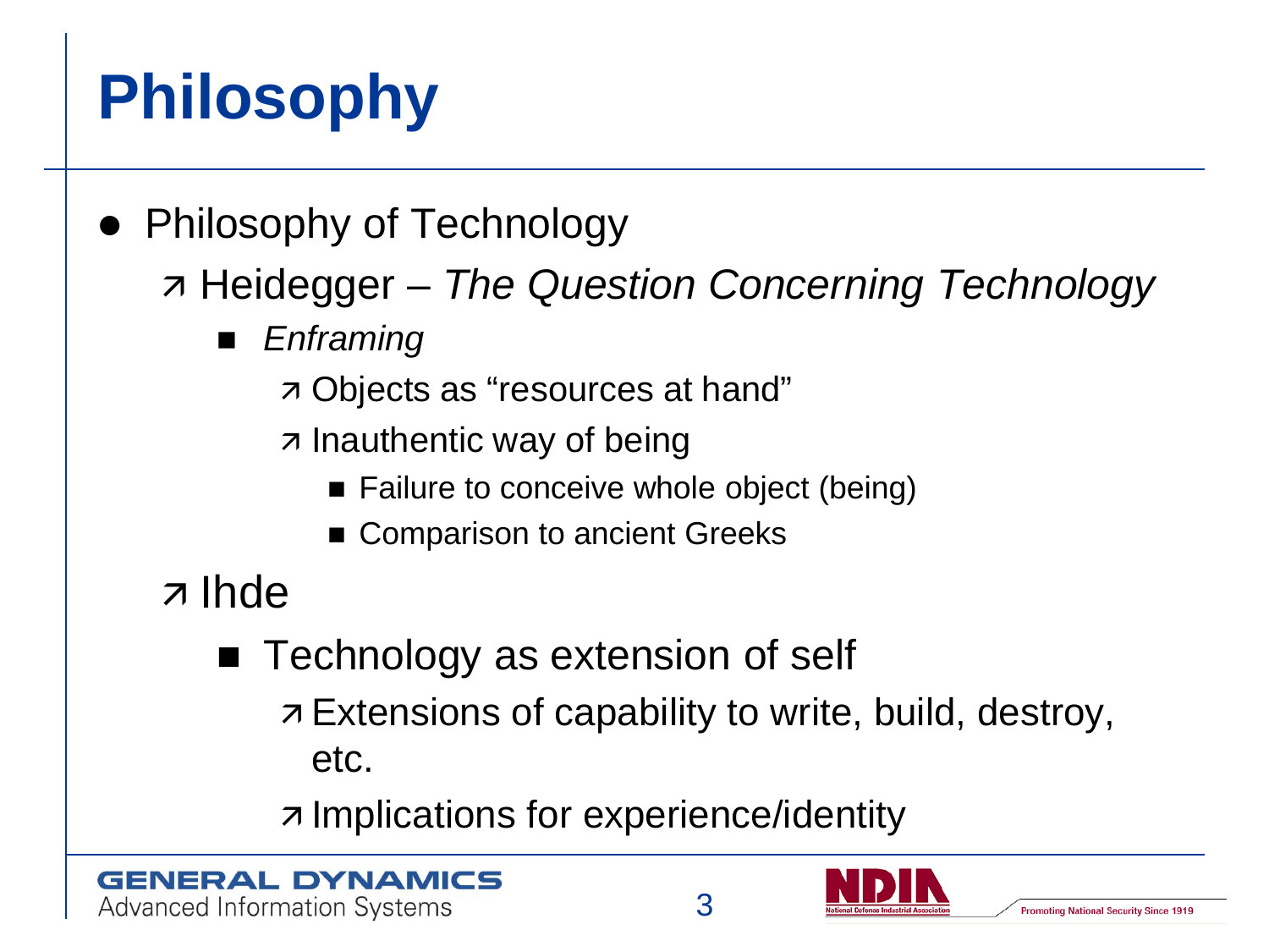# Philosophy

- Philosophy of Technology
  - Heidegger – *The Question Concerning Technology*
    - *Enframing*
      - Objects as “resources at hand”
      - Inauthentic way of being
        - Failure to conceive whole object (being)
        - Comparison to ancient Greeks
  - Ihde
    - Technology as extension of self
      - Extensions of capability to write, build, destroy, etc.
      - Implications for experience/identity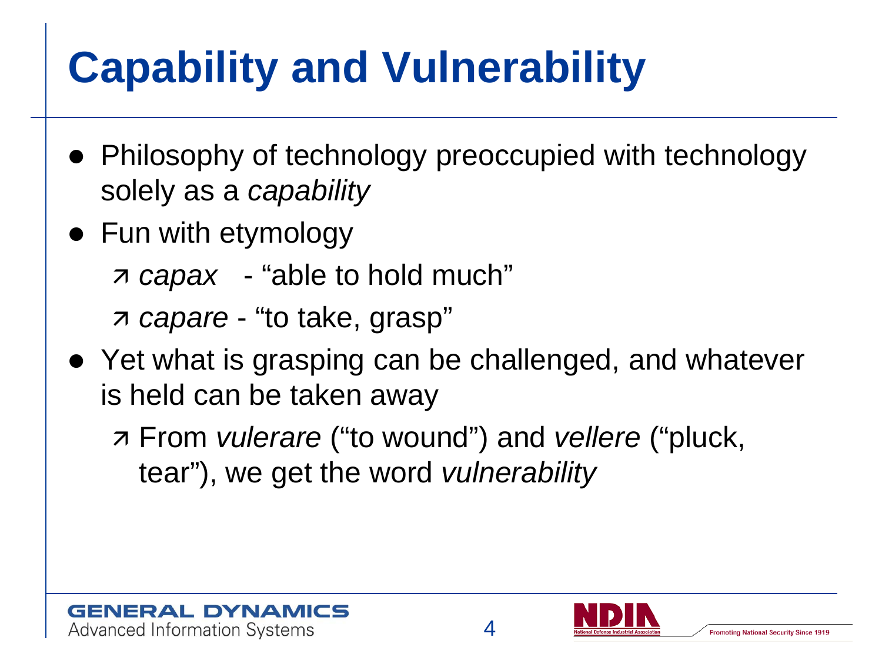# Capability and Vulnerability

- Philosophy of technology preoccupied with technology solely as a *capability*
- Fun with etymology
  - *capax* - "able to hold much"
  - *capare* - "to take, grasp"
- Yet what is grasping can be challenged, and whatever is held can be taken away
  - From *vulerare* ("to wound") and *vellere* ("pluck, tear"), we get the word *vulnerability*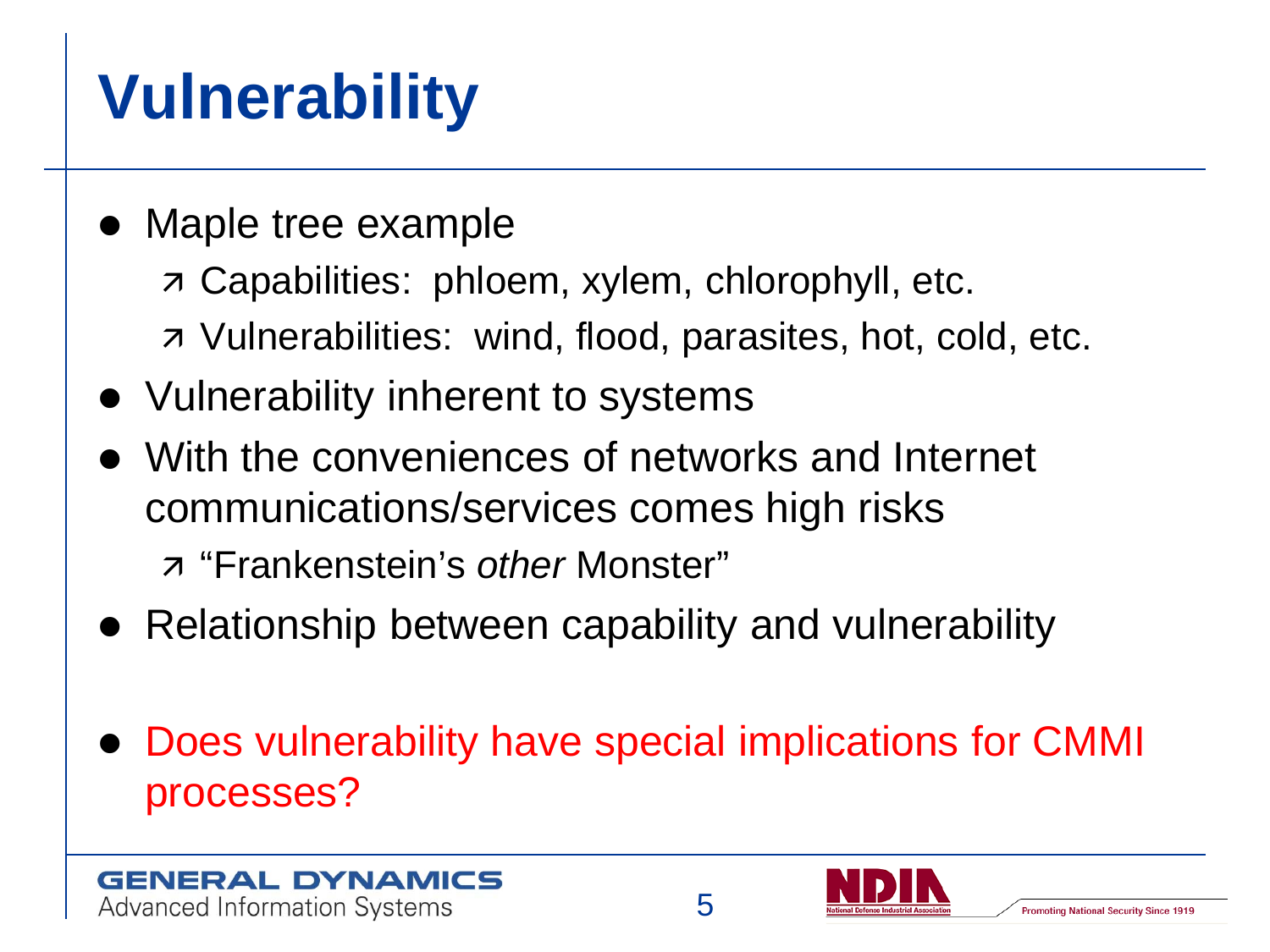# Vulnerability

- Maple tree example
  - Capabilities: phloem, xylem, chlorophyll, etc.
  - Vulnerabilities: wind, flood, parasites, hot, cold, etc.
- Vulnerability inherent to systems
- With the conveniences of networks and Internet communications/services comes high risks
  - "Frankenstein's *other* Monster"
- Relationship between capability and vulnerability

- Does vulnerability have special implications for CMMI processes?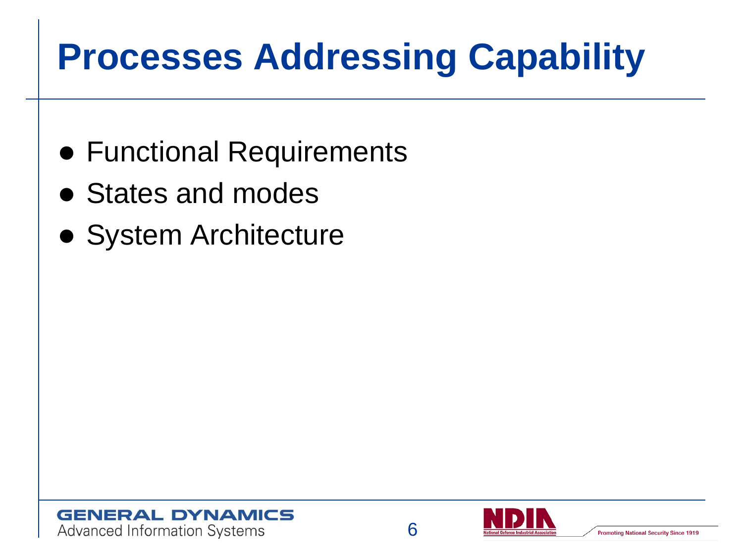# Processes Addressing Capability

- Functional Requirements
- States and modes
- System Architecture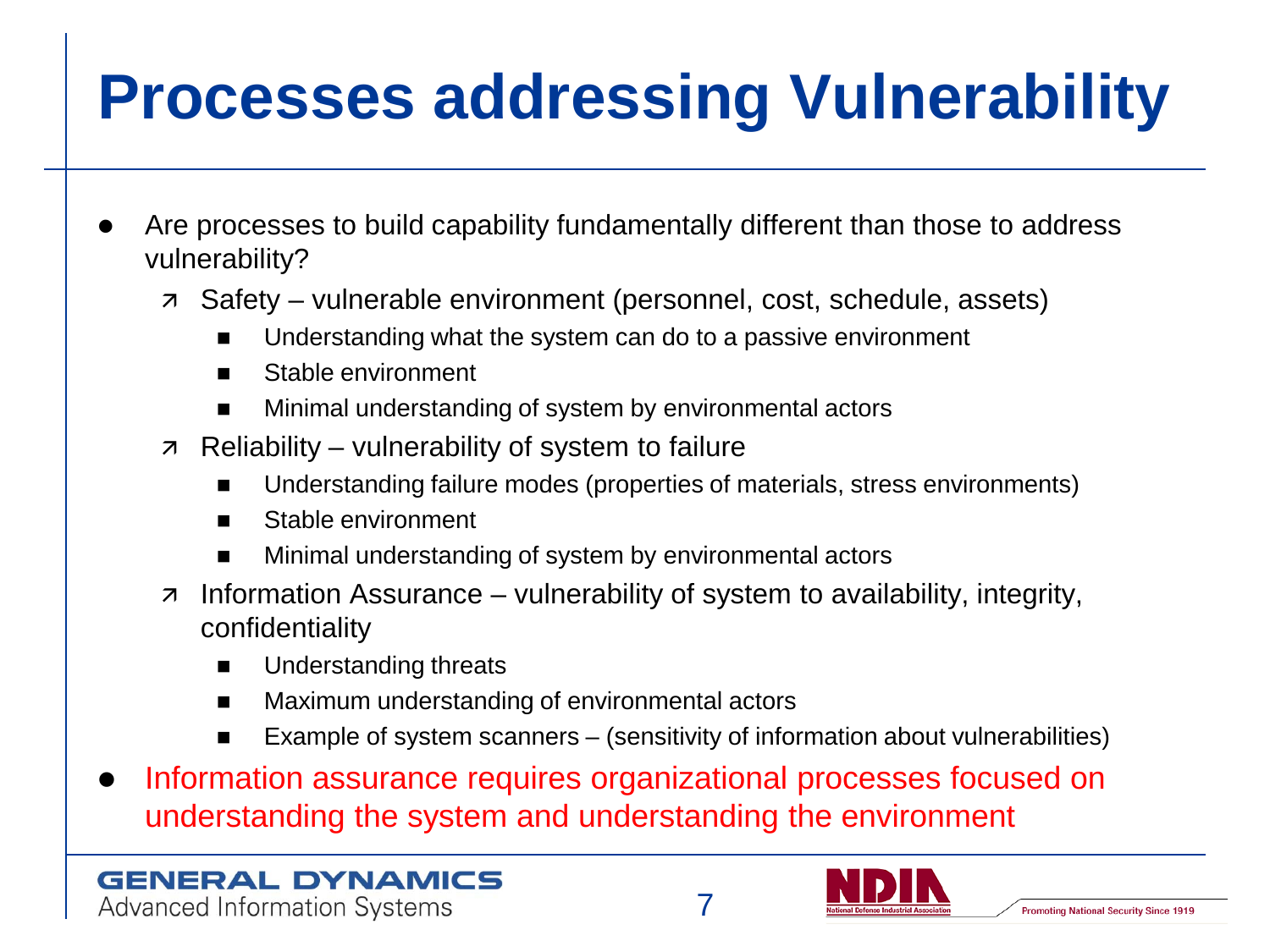# Processes addressing Vulnerability

- Are processes to build capability fundamentally different than those to address vulnerability?
  - Safety – vulnerable environment (personnel, cost, schedule, assets)
    - Understanding what the system can do to a passive environment
    - Stable environment
    - Minimal understanding of system by environmental actors
  - Reliability – vulnerability of system to failure
    - Understanding failure modes (properties of materials, stress environments)
    - Stable environment
    - Minimal understanding of system by environmental actors
  - Information Assurance – vulnerability of system to availability, integrity, confidentiality
    - Understanding threats
    - Maximum understanding of environmental actors
    - Example of system scanners – (sensitivity of information about vulnerabilities)
- Information assurance requires organizational processes focused on understanding the system and understanding the environment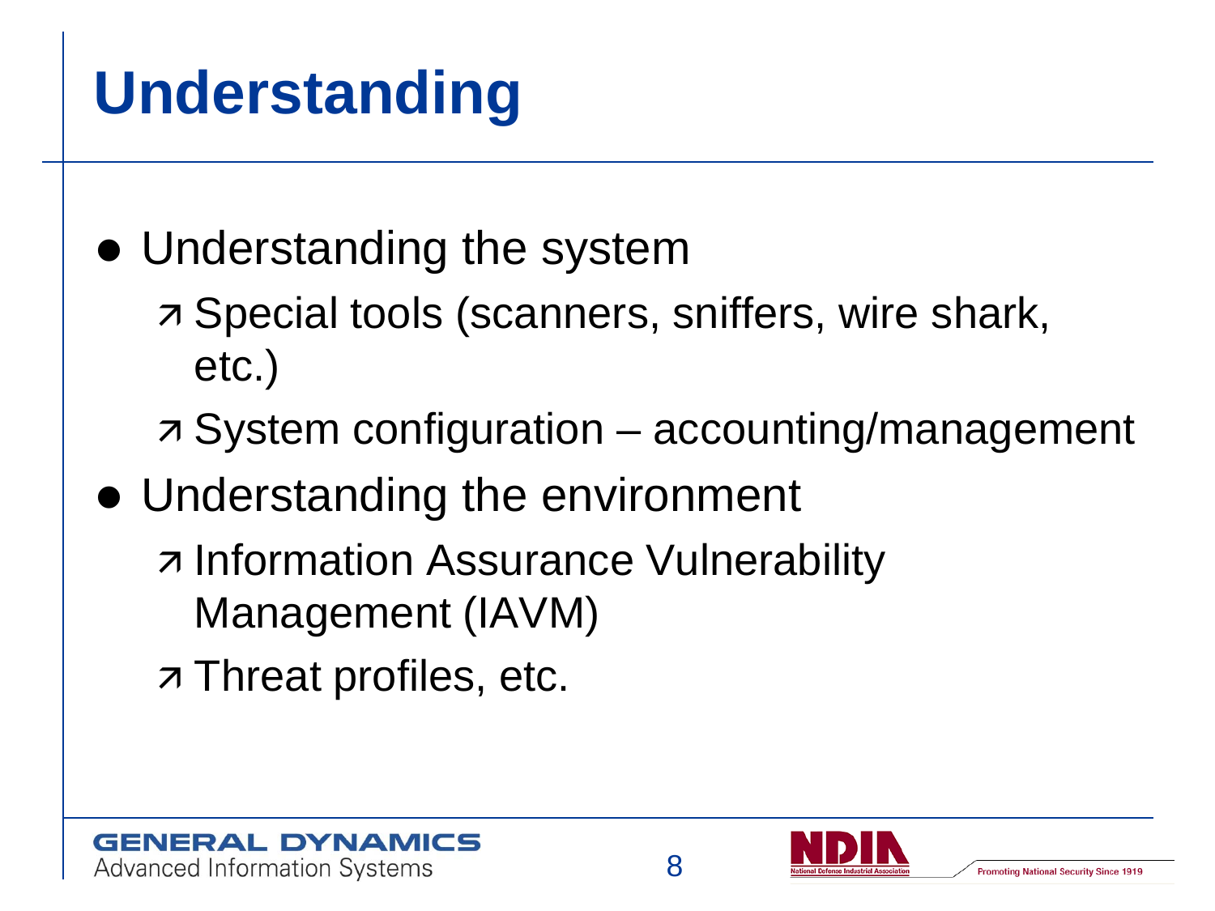# Understanding

- Understanding the system
  - Special tools (scanners, sniffers, wire shark, etc.)
  - System configuration – accounting/management
- Understanding the environment
  - Information Assurance Vulnerability Management (IAVM)
  - Threat profiles, etc.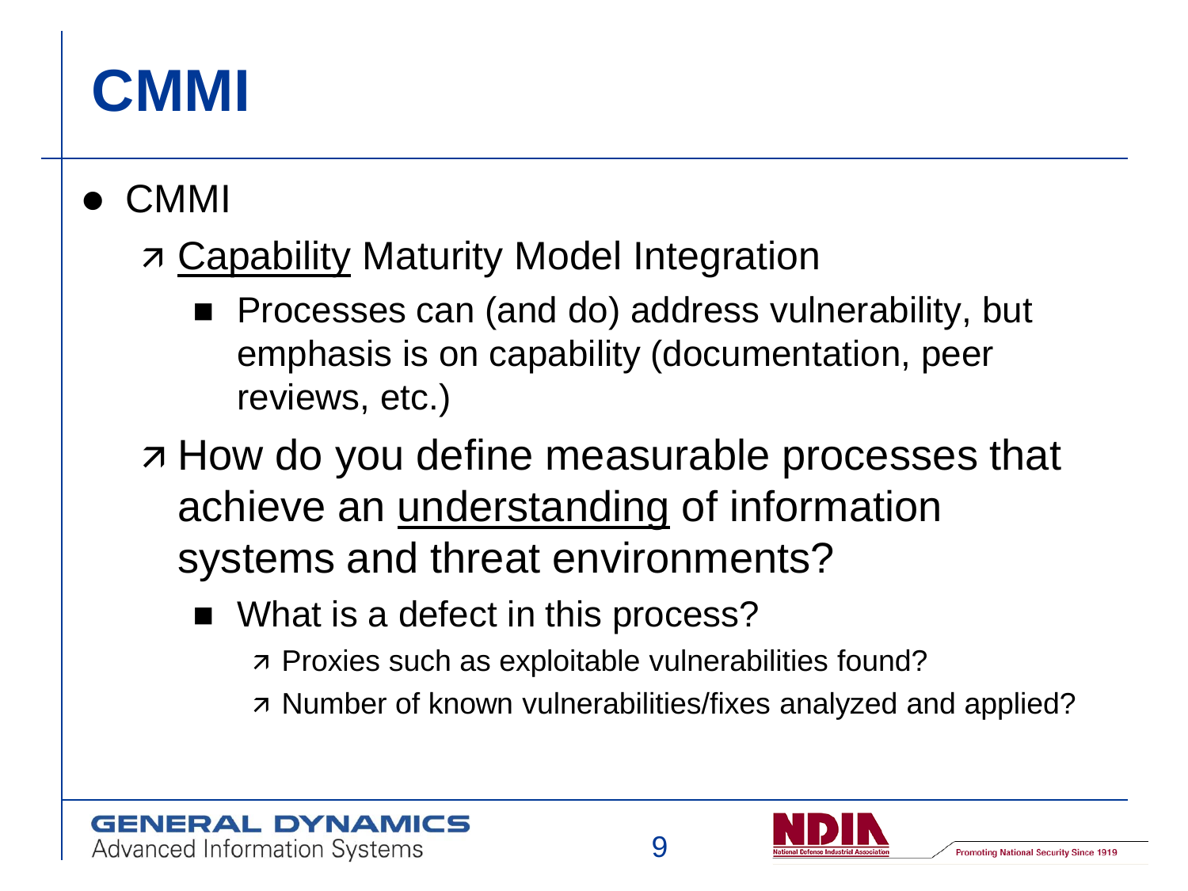# CMMI

- CMMI
  - Capability Maturity Model Integration
    - Processes can (and do) address vulnerability, but emphasis is on capability (documentation, peer reviews, etc.)
  - How do you define measurable processes that achieve an understanding of information systems and threat environments?
    - What is a defect in this process?
      - Proxies such as exploitable vulnerabilities found?
      - Number of known vulnerabilities/fixes analyzed and applied?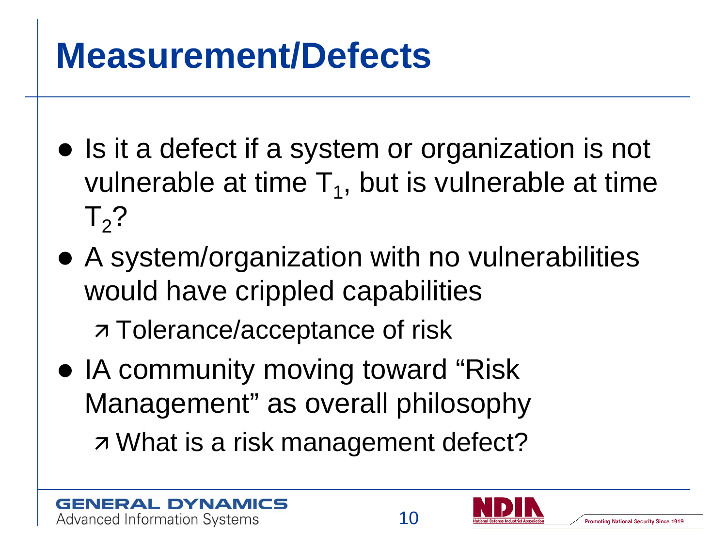# Measurement/Defects

- Is it a defect if a system or organization is not vulnerable at time $T_1$, but is vulnerable at time $T_2$?
- A system/organization with no vulnerabilities would have crippled capabilities
  - Tolerance/acceptance of risk
- IA community moving toward "Risk Management" as overall philosophy
  - What is a risk management defect?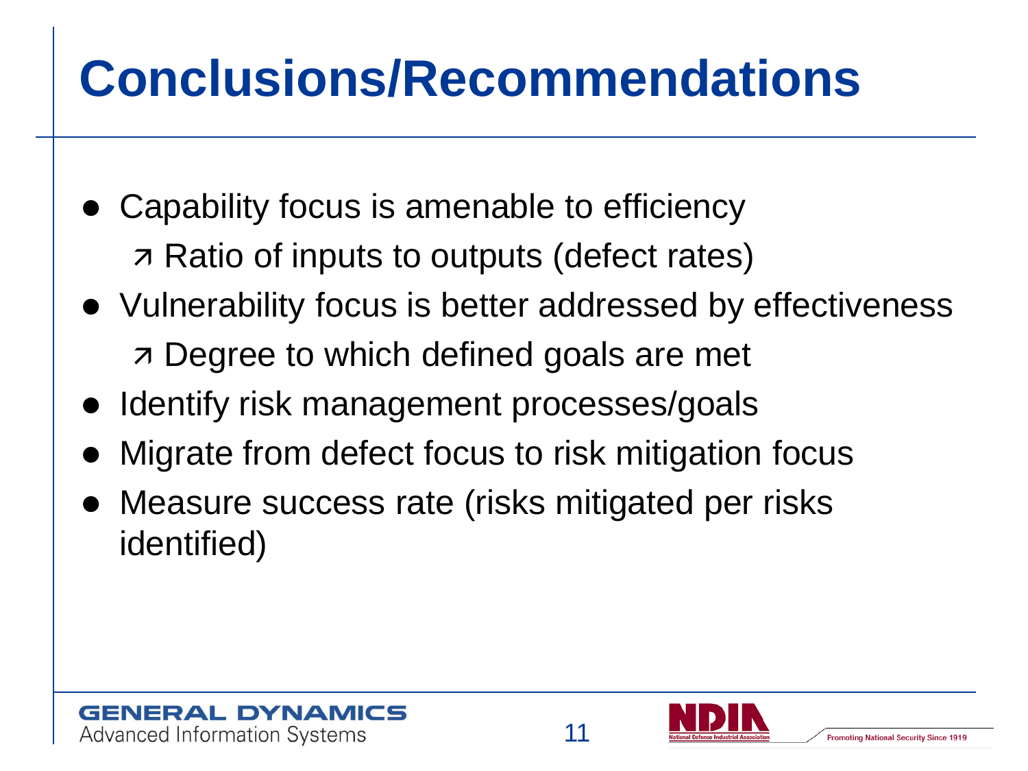# Conclusions/Recommendations

- Capability focus is amenable to efficiency
  - Ratio of inputs to outputs (defect rates)
- Vulnerability focus is better addressed by effectiveness
  - Degree to which defined goals are met
- Identify risk management processes/goals
- Migrate from defect focus to risk mitigation focus
- Measure success rate (risks mitigated per risks identified)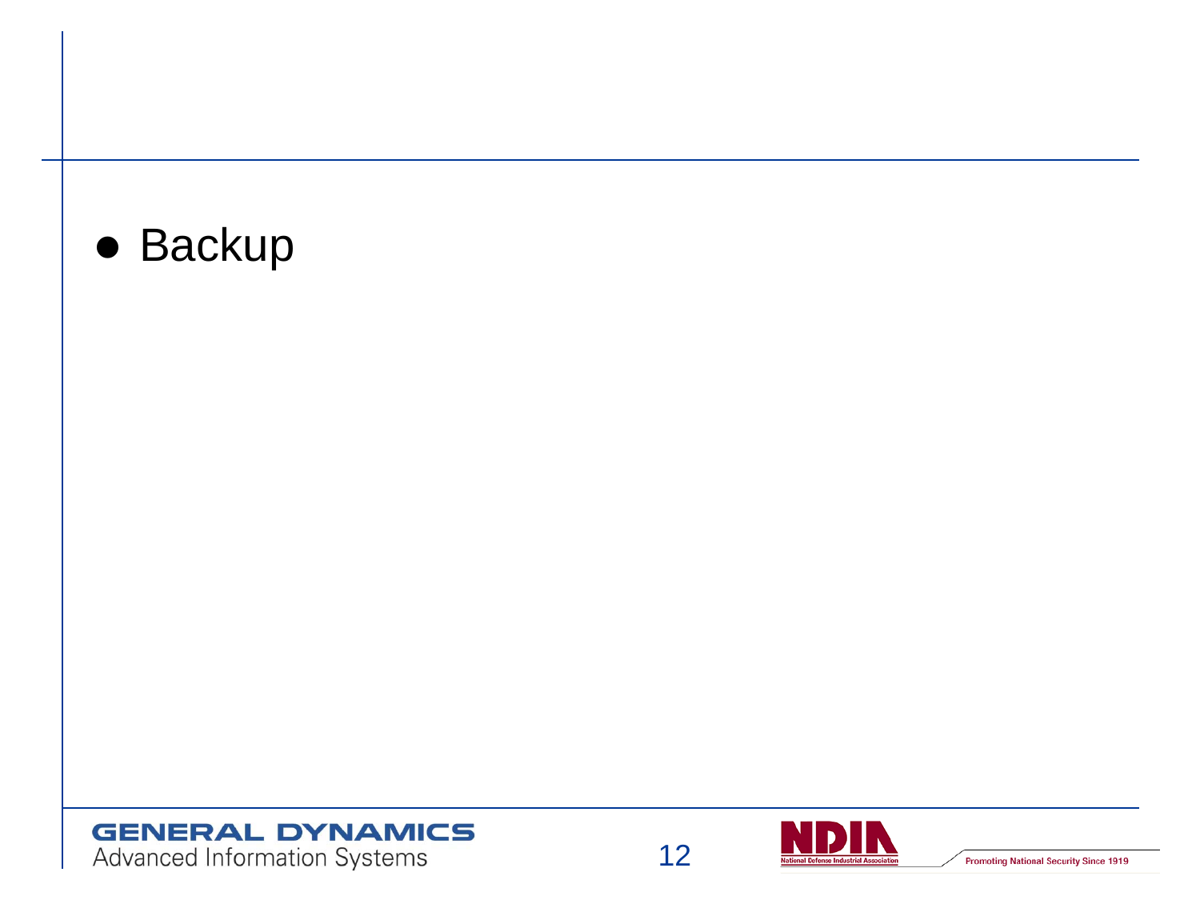- Backup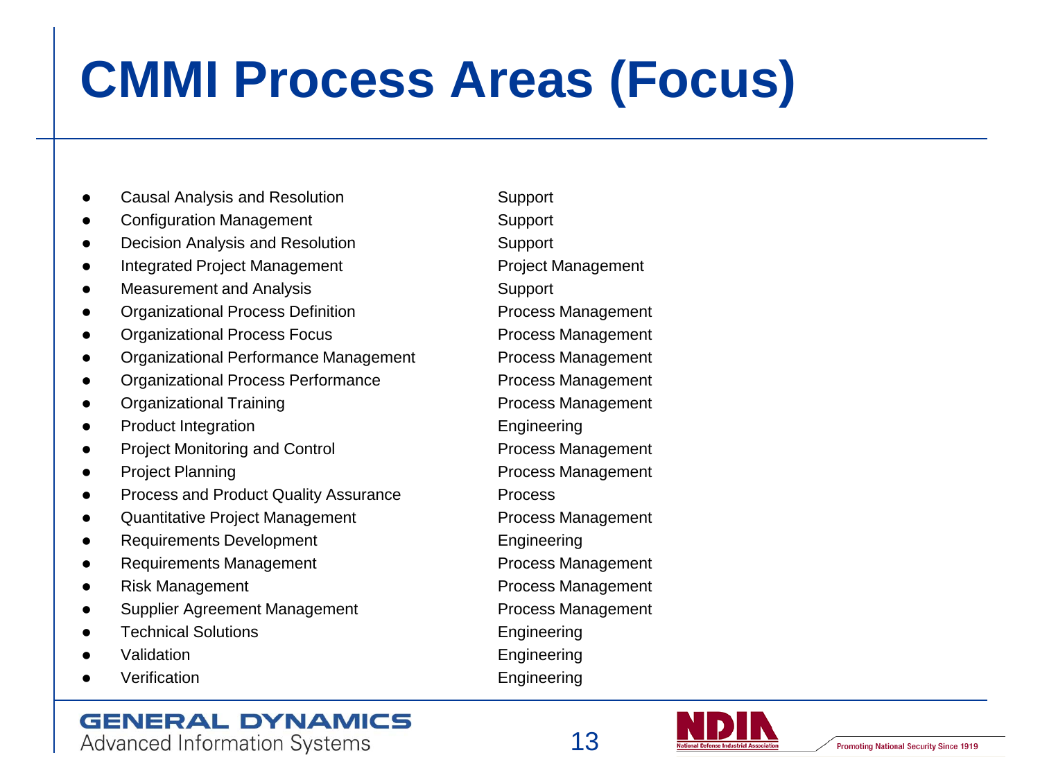# CMMI Process Areas (Focus)

| | |
|---|---|
| Causal Analysis and Resolution | Support |
| Configuration Management | Support |
| Decision Analysis and Resolution | Support |
| Integrated Project Management | Project Management |
| Measurement and Analysis | Support |
| Organizational Process Definition | Process Management |
| Organizational Process Focus | Process Management |
| Organizational Performance Management | Process Management |
| Organizational Process Performance | Process Management |
| Organizational Training | Process Management |
| Product Integration | Engineering |
| Project Monitoring and Control | Process Management |
| Project Planning | Process Management |
| Process and Product Quality Assurance | Process |
| Quantitative Project Management | Process Management |
| Requirements Development | Engineering |
| Requirements Management | Process Management |
| Risk Management | Process Management |
| Supplier Agreement Management | Process Management |
| Technical Solutions | Engineering |
| Validation | Engineering |
| Verification | Engineering |

GENERAL DYNAMICS
Advanced Information Systems

NDIA National Defense Industrial Association

Promoting National Security Since 1919